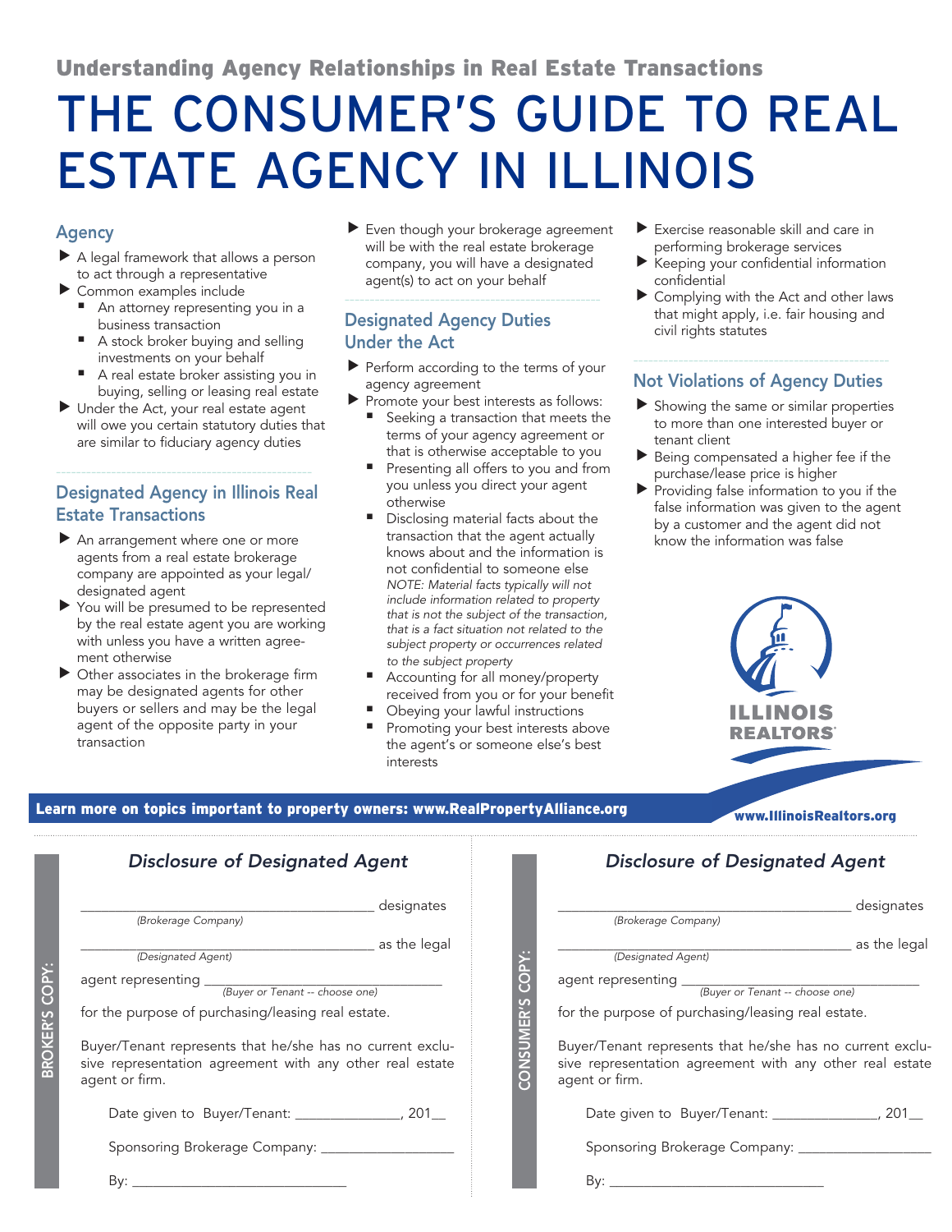## Understanding Agency Relationships in Real Estate Transactions

# THE CONSUMER'S GUIDE TO REAL ESTATE AGENCY IN ILLINOIS

### Agency

- A legal framework that allows a person to act through a representative
- Common examples include
  - An attorney representing you in a business transaction
  - A stock broker buying and selling investments on your behalf
  - A real estate broker assisting you in buying, selling or leasing real estate
- Under the Act, your real estate agent will owe you certain statutory duties that are similar to fiduciary agency duties

### Designated Agency in Illinois Real Estate Transactions

- An arrangement where one or more agents from a real estate brokerage company are appointed as your legal/designated agent
- You will be presumed to be represented by the real estate agent you are working with unless you have a written agreement otherwise
- Other associates in the brokerage firm may be designated agents for other buyers or sellers and may be the legal agent of the opposite party in your transaction
- Even though your brokerage agreement will be with the real estate brokerage company, you will have a designated agent(s) to act on your behalf

### Designated Agency Duties Under the Act

- Perform according to the terms of your agency agreement
- Promote your best interests as follows:
  - Seeking a transaction that meets the terms of your agency agreement or that is otherwise acceptable to you
  - Presenting all offers to you and from you unless you direct your agent otherwise
  - Disclosing material facts about the transaction that the agent actually knows about and the information is not confidential to someone else
    *NOTE: Material facts typically will not include information related to property that is not the subject of the transaction, that is a fact situation not related to the subject property or occurrences related to the subject property*
  - Accounting for all money/property received from you or for your benefit
  - Obeying your lawful instructions
  - Promoting your best interests above the agent's or someone else's best interests
- Exercise reasonable skill and care in performing brokerage services
- Keeping your confidential information confidential
- Complying with the Act and other laws that might apply, i.e. fair housing and civil rights statutes

### Not Violations of Agency Duties

- Showing the same or similar properties to more than one interested buyer or tenant client
- Being compensated a higher fee if the purchase/lease price is higher
- Providing false information to you if the false information was given to the agent by a customer and the agent did not know the information was false

ILLINOIS REALTORS®

**Learn more on topics important to property owners: www.RealPropertyAlliance.org**

**www.IllinoisRealtors.org**

---

BROKER'S COPY:

### *Disclosure of Designated Agent*

______________________________ designates
*(Brokerage Company)*

______________________________ as the legal
*(Designated Agent)*

agent representing ______________________________
*(Buyer or Tenant -- choose one)*

for the purpose of purchasing/leasing real estate.

Buyer/Tenant represents that he/she has no current exclusive representation agreement with any other real estate agent or firm.

Date given to Buyer/Tenant: ______________, 201__

Sponsoring Brokerage Company: __________________

By: ______________________________

---

CONSUMER'S COPY:

### *Disclosure of Designated Agent*

______________________________ designates
*(Brokerage Company)*

______________________________ as the legal
*(Designated Agent)*

agent representing ______________________________
*(Buyer or Tenant -- choose one)*

for the purpose of purchasing/leasing real estate.

Buyer/Tenant represents that he/she has no current exclusive representation agreement with any other real estate agent or firm.

Date given to Buyer/Tenant: ______________, 201__

Sponsoring Brokerage Company: __________________

By: ______________________________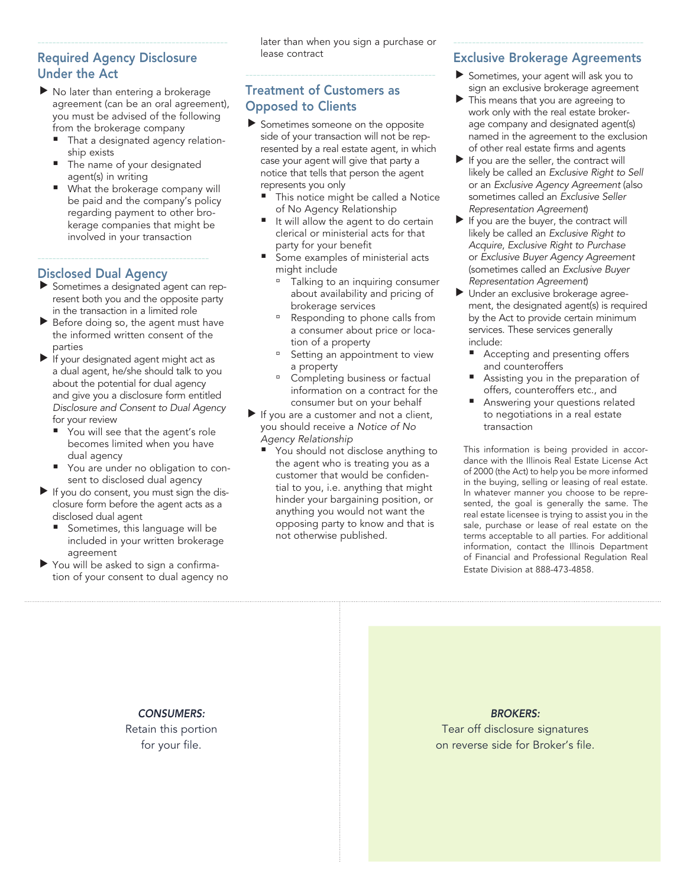## Required Agency Disclosure Under the Act

- No later than entering a brokerage agreement (can be an oral agreement), you must be advised of the following from the brokerage company
  - That a designated agency relationship exists
  - The name of your designated agent(s) in writing
  - What the brokerage company will be paid and the company's policy regarding payment to other brokerage companies that might be involved in your transaction

## Disclosed Dual Agency

- Sometimes a designated agent can represent both you and the opposite party in the transaction in a limited role
- Before doing so, the agent must have the informed written consent of the parties
- If your designated agent might act as a dual agent, he/she should talk to you about the potential for dual agency and give you a disclosure form entitled *Disclosure and Consent to Dual Agency* for your review
  - You will see that the agent's role becomes limited when you have dual agency
  - You are under no obligation to consent to disclosed dual agency
- If you do consent, you must sign the disclosure form before the agent acts as a disclosed dual agent
  - Sometimes, this language will be included in your written brokerage agreement
- You will be asked to sign a confirmation of your consent to dual agency no later than when you sign a purchase or lease contract

## Treatment of Customers as Opposed to Clients

- Sometimes someone on the opposite side of your transaction will not be represented by a real estate agent, in which case your agent will give that party a notice that tells that person the agent represents you only
  - This notice might be called a Notice of No Agency Relationship
  - It will allow the agent to do certain clerical or ministerial acts for that party for your benefit
  - Some examples of ministerial acts might include
    - Talking to an inquiring consumer about availability and pricing of brokerage services
    - Responding to phone calls from a consumer about price or location of a property
    - Setting an appointment to view a property
    - Completing business or factual information on a contract for the consumer but on your behalf
- If you are a customer and not a client, you should receive a *Notice of No Agency Relationship*
  - You should not disclose anything to the agent who is treating you as a customer that would be confidential to you, i.e. anything that might hinder your bargaining position, or anything you would not want the opposing party to know and that is not otherwise published.

## Exclusive Brokerage Agreements

- Sometimes, your agent will ask you to sign an exclusive brokerage agreement
- This means that you are agreeing to work only with the real estate brokerage company and designated agent(s) named in the agreement to the exclusion of other real estate firms and agents
- If you are the seller, the contract will likely be called an *Exclusive Right to Sell* or an *Exclusive Agency Agreement* (also sometimes called an *Exclusive Seller Representation Agreement*)
- If you are the buyer, the contract will likely be called an *Exclusive Right to Acquire*, *Exclusive Right to Purchase* or *Exclusive Buyer Agency Agreement* (sometimes called an *Exclusive Buyer Representation Agreement*)
- Under an exclusive brokerage agreement, the designated agent(s) is required by the Act to provide certain minimum services. These services generally include:
  - Accepting and presenting offers and counteroffers
  - Assisting you in the preparation of offers, counteroffers etc., and
  - Answering your questions related to negotiations in a real estate transaction

This information is being provided in accordance with the Illinois Real Estate License Act of 2000 (the Act) to help you be more informed in the buying, selling or leasing of real estate. In whatever manner you choose to be represented, the goal is generally the same. The real estate licensee is trying to assist you in the sale, purchase or lease of real estate on the terms acceptable to all parties. For additional information, contact the Illinois Department of Financial and Professional Regulation Real Estate Division at 888-473-4858.

***CONSUMERS:***
Retain this portion for your file.

***BROKERS:***
Tear off disclosure signatures on reverse side for Broker's file.